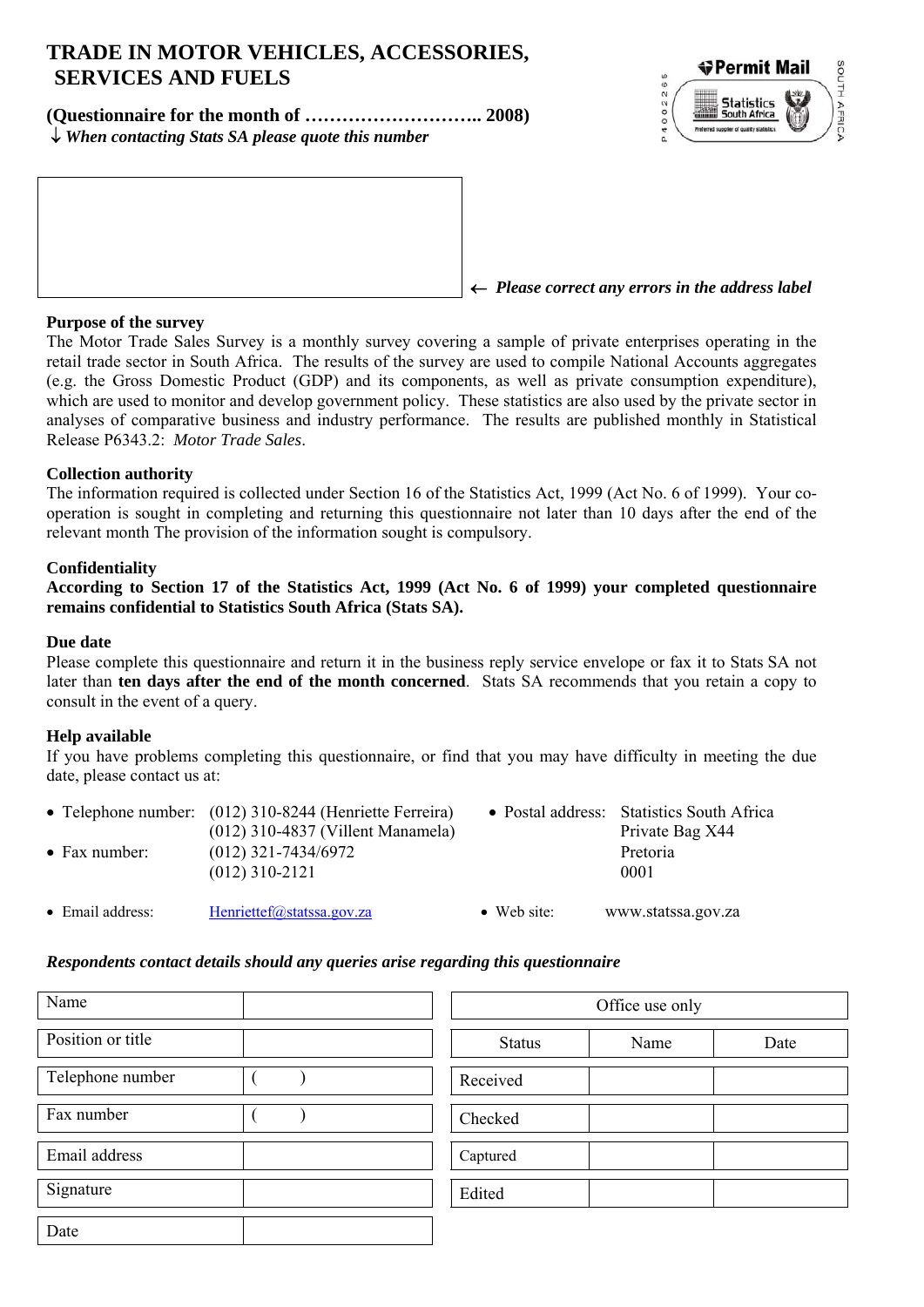# TRADE IN MOTOR VEHICLES, ACCESSORIES, SERVICES AND FUELS

**(Questionnaire for the month of ……………………….. 2008)**

↓ ***When contacting Stats SA please quote this number***

Permit Mail

P 4002265

Statistics South Africa

Preferred supplier of quality statistics

SOUTH AFRICA

← ***Please correct any errors in the address label***

### Purpose of the survey

The Motor Trade Sales Survey is a monthly survey covering a sample of private enterprises operating in the retail trade sector in South Africa. The results of the survey are used to compile National Accounts aggregates (e.g. the Gross Domestic Product (GDP) and its components, as well as private consumption expenditure), which are used to monitor and develop government policy. These statistics are also used by the private sector in analyses of comparative business and industry performance. The results are published monthly in Statistical Release P6343.2: *Motor Trade Sales*.

### Collection authority

The information required is collected under Section 16 of the Statistics Act, 1999 (Act No. 6 of 1999). Your co-operation is sought in completing and returning this questionnaire not later than 10 days after the end of the relevant month The provision of the information sought is compulsory.

### Confidentiality

**According to Section 17 of the Statistics Act, 1999 (Act No. 6 of 1999) your completed questionnaire remains confidential to Statistics South Africa (Stats SA).**

### Due date

Please complete this questionnaire and return it in the business reply service envelope or fax it to Stats SA not later than **ten days after the end of the month concerned**. Stats SA recommends that you retain a copy to consult in the event of a query.

### Help available

If you have problems completing this questionnaire, or find that you may have difficulty in meeting the due date, please contact us at:

- Telephone number: (012) 310-8244 (Henriette Ferreira)
  (012) 310-4837 (Villent Manamela)
- Fax number: (012) 321-7434/6972
  (012) 310-2121
- Email address: Henriettef@statssa.gov.za
- Postal address: Statistics South Africa
  Private Bag X44
  Pretoria
  0001
- Web site: www.statssa.gov.za

***Respondents contact details should any queries arise regarding this questionnaire***

| | |
|---|---|
| Name | |
| Position or title | |
| Telephone number | (      ) |
| Fax number | (      ) |
| Email address | |
| Signature | |
| Date | |

| Office use only | | |
|---|---|---|
| Status | Name | Date |
| Received | | |
| Checked | | |
| Captured | | |
| Edited | | |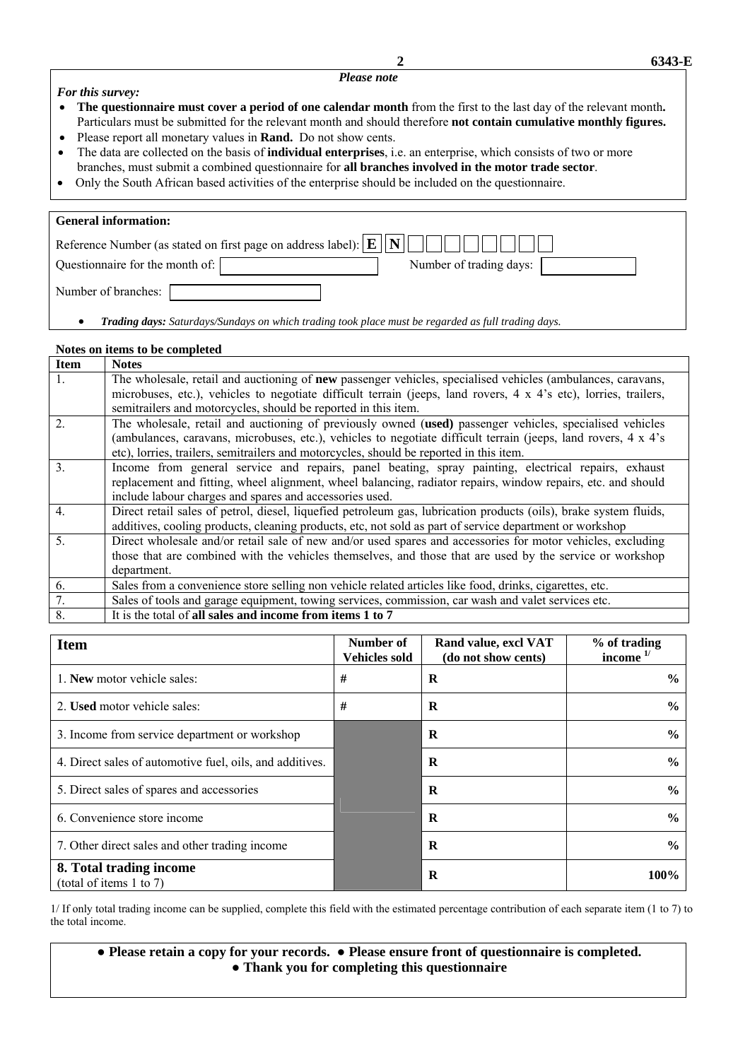*Please note*

***For this survey:***

- **The questionnaire must cover a period of one calendar month** from the first to the last day of the relevant month**.** Particulars must be submitted for the relevant month and should therefore **not contain cumulative monthly figures.**
- Please report all monetary values in **Rand.** Do not show cents.
- The data are collected on the basis of **individual enterprises**, i.e. an enterprise, which consists of two or more branches, must submit a combined questionnaire for **all branches involved in the motor trade sector**.
- Only the South African based activities of the enterprise should be included on the questionnaire.

**General information:**

Reference Number (as stated on first page on address label): **E N** _ _ _ _ _ _ _ _

Questionnaire for the month of: __________ Number of trading days: __________

Number of branches: __________

- ***Trading days:*** *Saturdays/Sundays on which trading took place must be regarded as full trading days.*

**Notes on items to be completed**

| Item | Notes |
|---|---|
| 1. | The wholesale, retail and auctioning of **new** passenger vehicles, specialised vehicles (ambulances, caravans, microbuses, etc.), vehicles to negotiate difficult terrain (jeeps, land rovers, 4 x 4's etc), lorries, trailers, semitrailers and motorcycles, should be reported in this item. |
| 2. | The wholesale, retail and auctioning of previously owned (**used**) passenger vehicles, specialised vehicles (ambulances, caravans, microbuses, etc.), vehicles to negotiate difficult terrain (jeeps, land rovers, 4 x 4's etc), lorries, trailers, semitrailers and motorcycles, should be reported in this item. |
| 3. | Income from general service and repairs, panel beating, spray painting, electrical repairs, exhaust replacement and fitting, wheel alignment, wheel balancing, radiator repairs, window repairs, etc. and should include labour charges and spares and accessories used. |
| 4. | Direct retail sales of petrol, diesel, liquefied petroleum gas, lubrication products (oils), brake system fluids, additives, cooling products, cleaning products, etc, not sold as part of service department or workshop |
| 5. | Direct wholesale and/or retail sale of new and/or used spares and accessories for motor vehicles, excluding those that are combined with the vehicles themselves, and those that are used by the service or workshop department. |
| 6. | Sales from a convenience store selling non vehicle related articles like food, drinks, cigarettes, etc. |
| 7. | Sales of tools and garage equipment, towing services, commission, car wash and valet services etc. |
| 8. | It is the total of **all sales and income from items 1 to 7** |

| Item | Number of Vehicles sold | Rand value, excl VAT (do not show cents) | % of trading income [1/] |
|---|---|---|---|
| 1. **New** motor vehicle sales: | # | R | % |
| 2. **Used** motor vehicle sales: | # | R | % |
| 3. Income from service department or workshop | | R | % |
| 4. Direct sales of automotive fuel, oils, and additives. | | R | % |
| 5. Direct sales of spares and accessories | | R | % |
| 6. Convenience store income | | R | % |
| 7. Other direct sales and other trading income | | R | % |
| **8. Total trading income** (total of items 1 to 7) | | R | 100% |

1/ If only total trading income can be supplied, complete this field with the estimated percentage contribution of each separate item (1 to 7) to the total income.

**● Please retain a copy for your records. ● Please ensure front of questionnaire is completed.**
**● Thank you for completing this questionnaire**